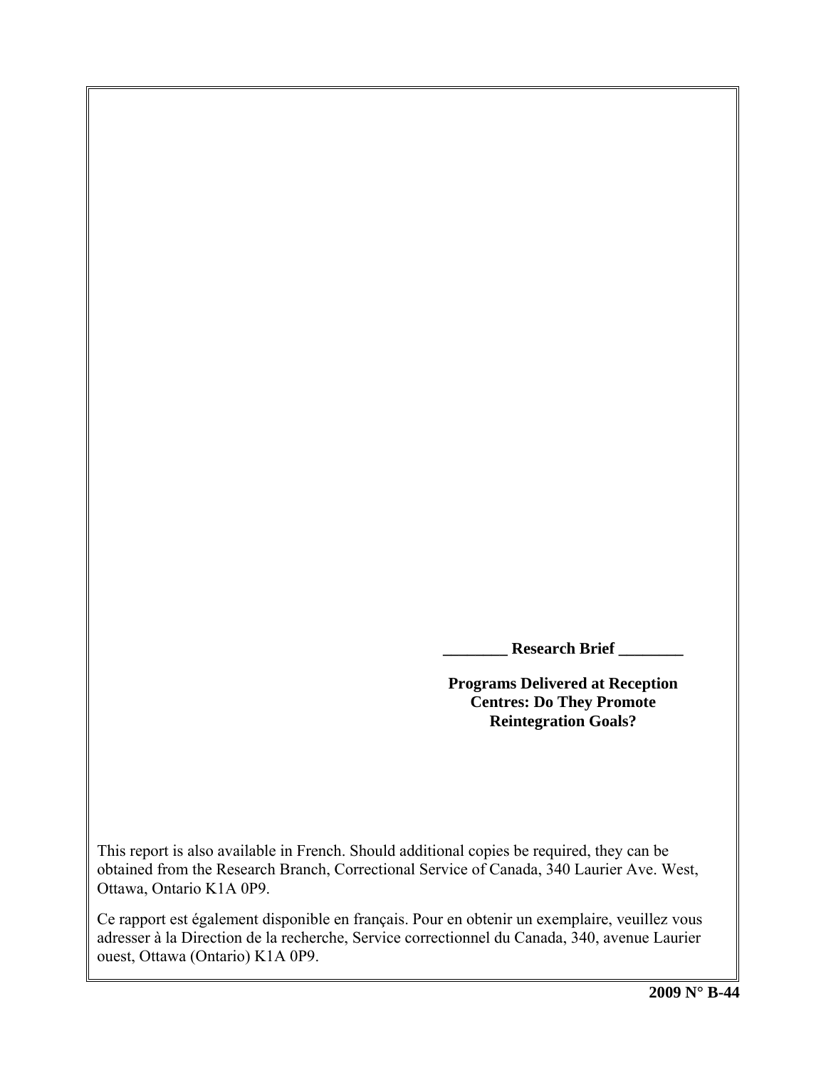________ **Research Brief** ________

**Programs Delivered at Reception Centres: Do They Promote Reintegration Goals?**

This report is also available in French. Should additional copies be required, they can be obtained from the Research Branch, Correctional Service of Canada, 340 Laurier Ave. West, Ottawa, Ontario K1A 0P9.

Ce rapport est également disponible en français. Pour en obtenir un exemplaire, veuillez vous adresser à la Direction de la recherche, Service correctionnel du Canada, 340, avenue Laurier ouest, Ottawa (Ontario) K1A 0P9.

**2009 N° B-44**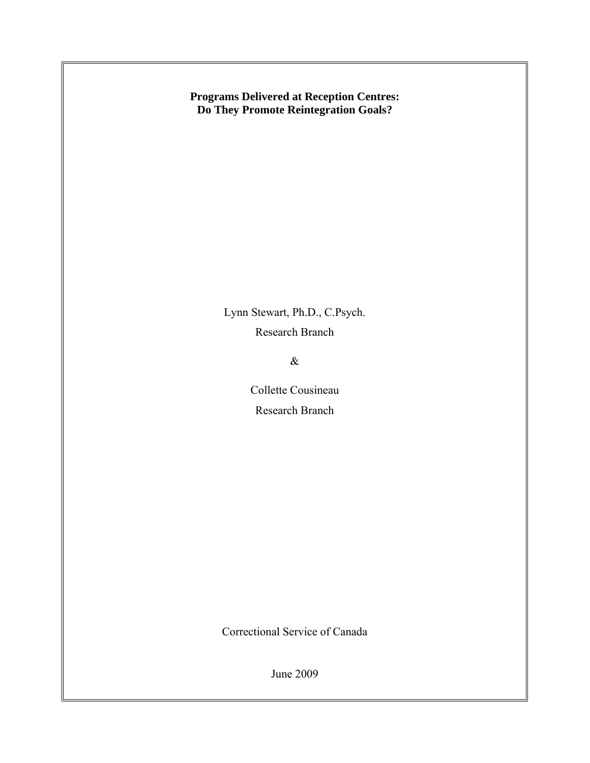**Programs Delivered at Reception Centres:**
**Do They Promote Reintegration Goals?**

Lynn Stewart, Ph.D., C.Psych.

Research Branch

&

Collette Cousineau

Research Branch

Correctional Service of Canada

June 2009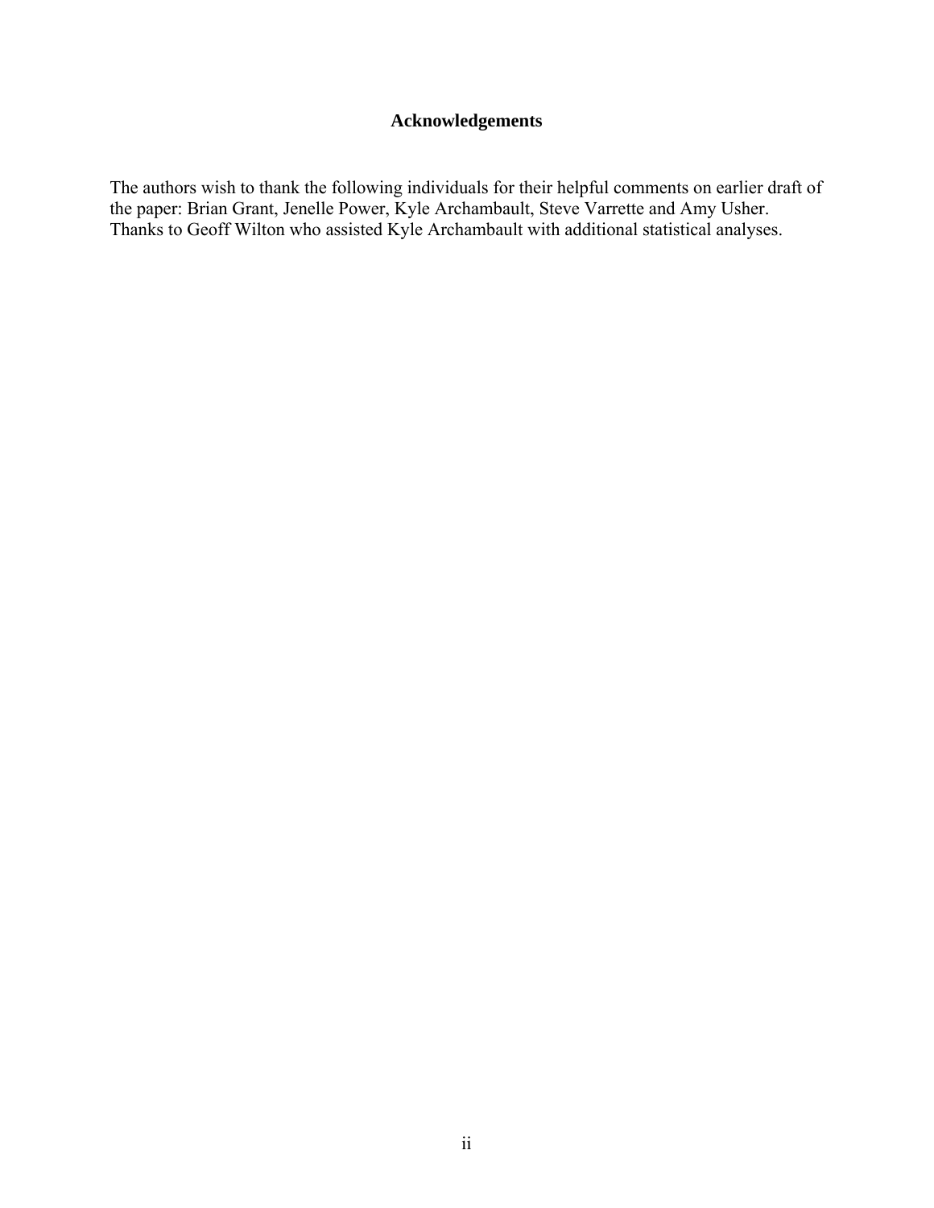## Acknowledgements

The authors wish to thank the following individuals for their helpful comments on earlier draft of the paper: Brian Grant, Jenelle Power, Kyle Archambault, Steve Varrette and Amy Usher. Thanks to Geoff Wilton who assisted Kyle Archambault with additional statistical analyses.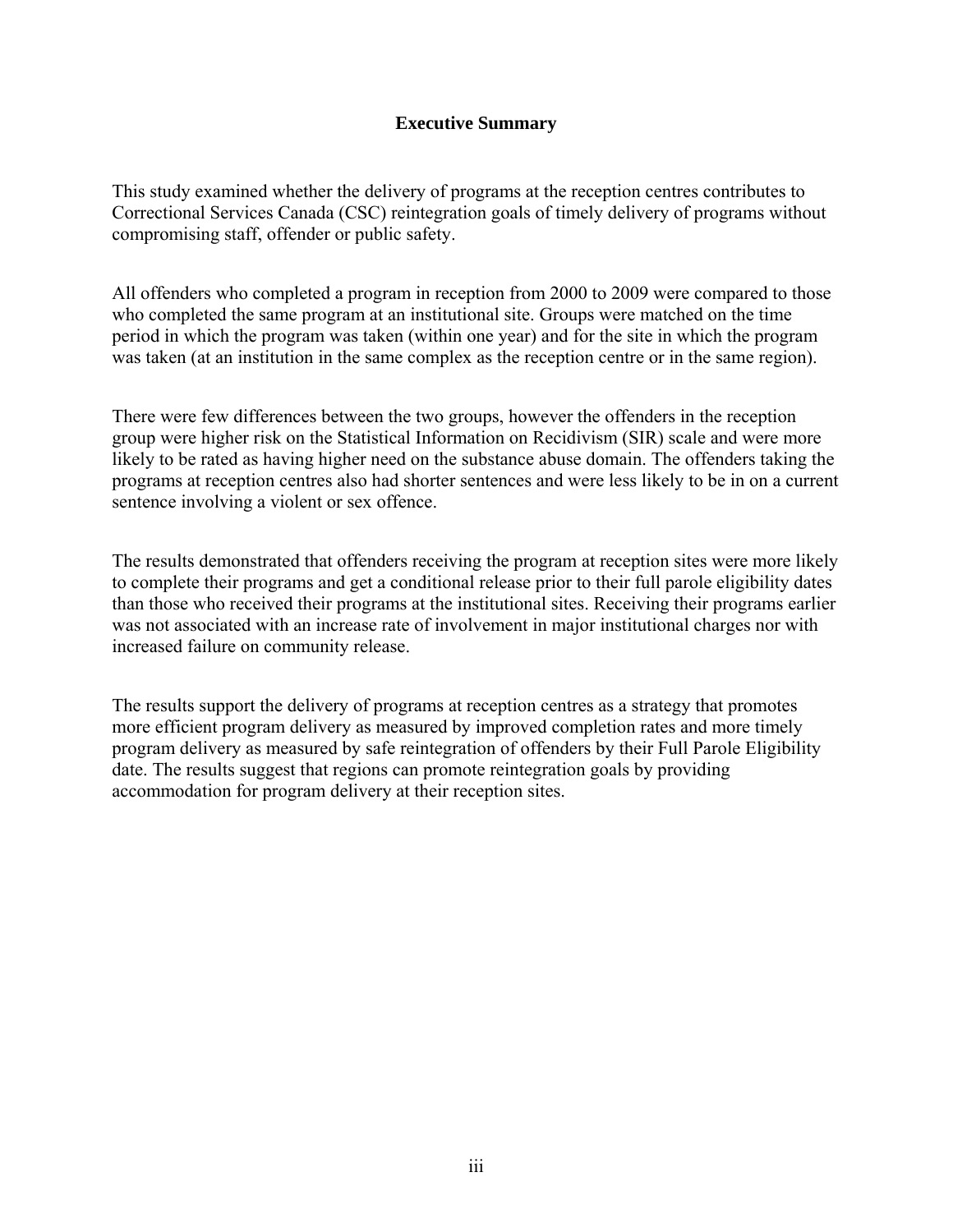**Executive Summary**

This study examined whether the delivery of programs at the reception centres contributes to Correctional Services Canada (CSC) reintegration goals of timely delivery of programs without compromising staff, offender or public safety.

All offenders who completed a program in reception from 2000 to 2009 were compared to those who completed the same program at an institutional site. Groups were matched on the time period in which the program was taken (within one year) and for the site in which the program was taken (at an institution in the same complex as the reception centre or in the same region).

There were few differences between the two groups, however the offenders in the reception group were higher risk on the Statistical Information on Recidivism (SIR) scale and were more likely to be rated as having higher need on the substance abuse domain. The offenders taking the programs at reception centres also had shorter sentences and were less likely to be in on a current sentence involving a violent or sex offence.

The results demonstrated that offenders receiving the program at reception sites were more likely to complete their programs and get a conditional release prior to their full parole eligibility dates than those who received their programs at the institutional sites. Receiving their programs earlier was not associated with an increase rate of involvement in major institutional charges nor with increased failure on community release.

The results support the delivery of programs at reception centres as a strategy that promotes more efficient program delivery as measured by improved completion rates and more timely program delivery as measured by safe reintegration of offenders by their Full Parole Eligibility date. The results suggest that regions can promote reintegration goals by providing accommodation for program delivery at their reception sites.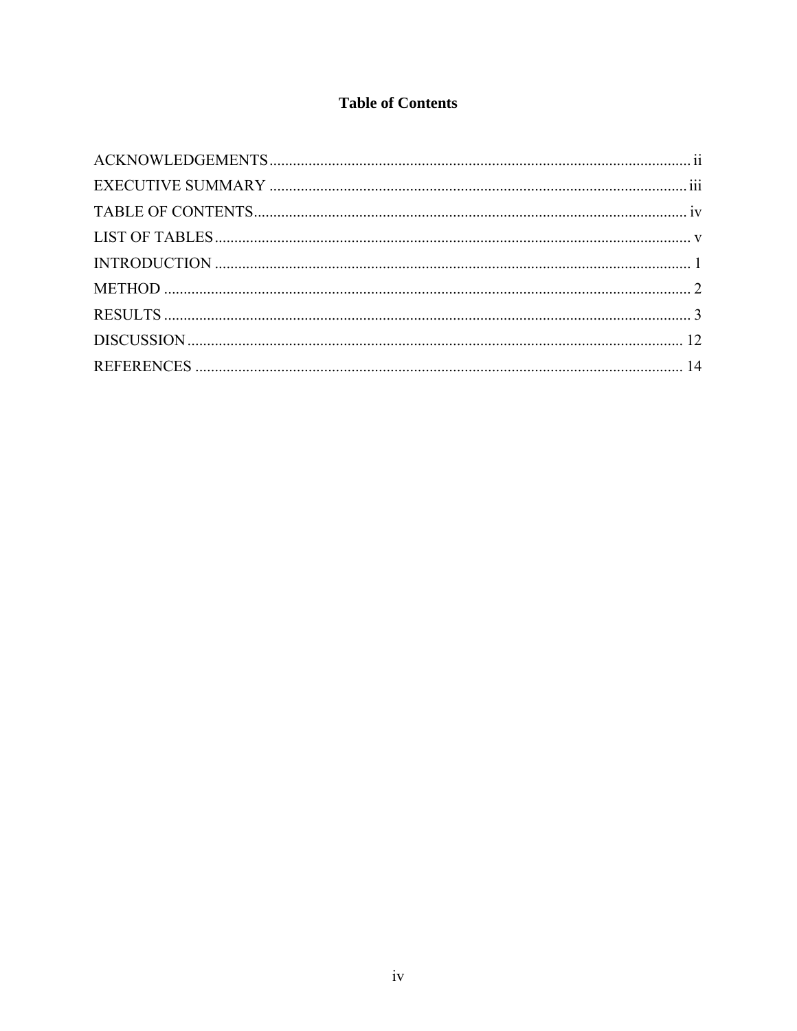# Table of Contents

ACKNOWLEDGEMENTS ........................................................................................................... ii
EXECUTIVE SUMMARY ...................................................................................................... iii
TABLE OF CONTENTS .......................................................................................................... iv
LIST OF TABLES ...................................................................................................................... v
INTRODUCTION ..................................................................................................................... 1
METHOD .................................................................................................................................. 2
RESULTS .................................................................................................................................. 3
DISCUSSION .......................................................................................................................... 12
REFERENCES ........................................................................................................................ 14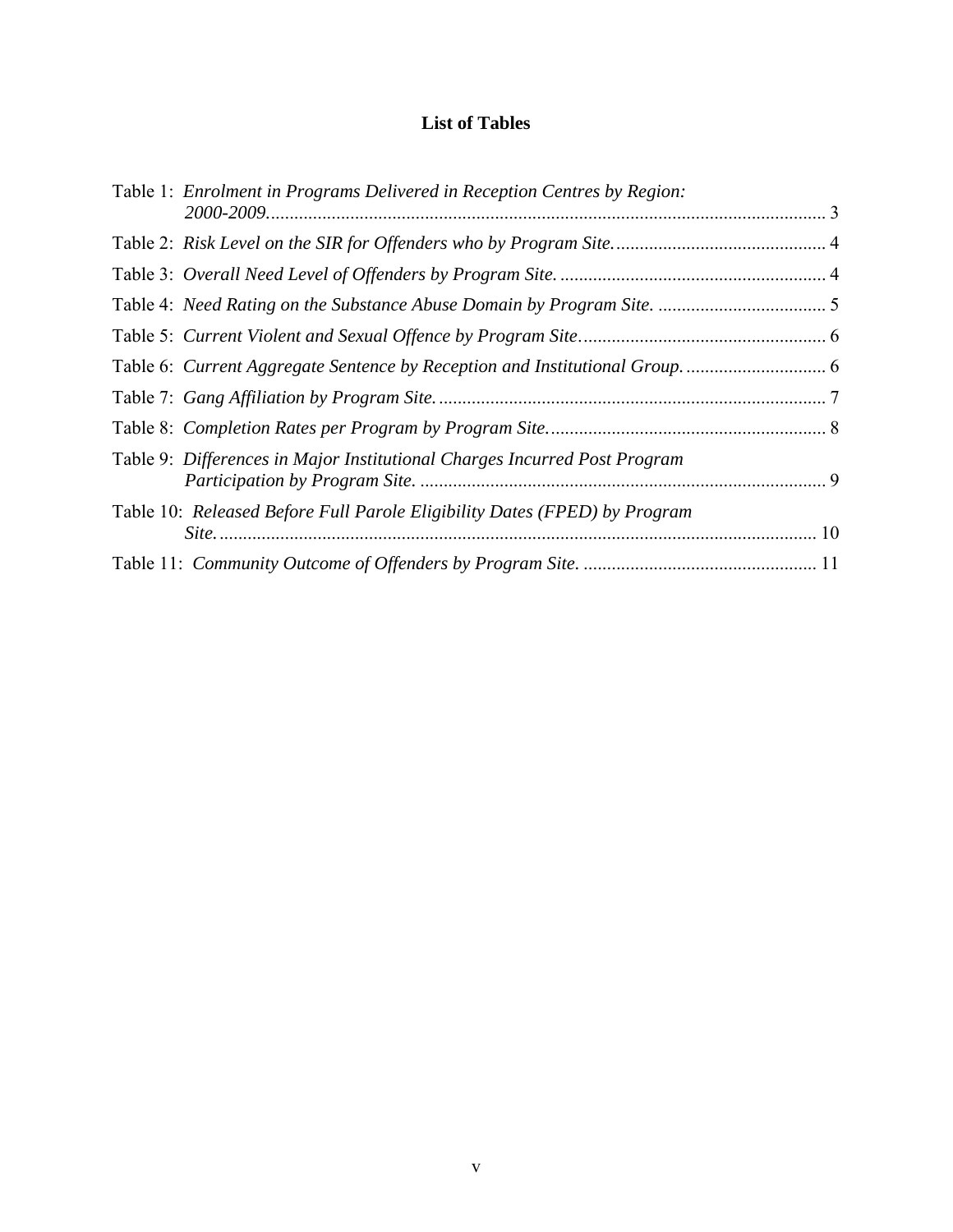# List of Tables

Table 1: *Enrolment in Programs Delivered in Reception Centres by Region: 2000-2009.* ........ 3

Table 2: *Risk Level on the SIR for Offenders who by Program Site.* ........ 4

Table 3: *Overall Need Level of Offenders by Program Site.* ........ 4

Table 4: *Need Rating on the Substance Abuse Domain by Program Site.* ........ 5

Table 5: *Current Violent and Sexual Offence by Program Site*........ 6

Table 6: *Current Aggregate Sentence by Reception and Institutional Group.* ........ 6

Table 7: *Gang Affiliation by Program Site.* ........ 7

Table 8: *Completion Rates per Program by Program Site.* ........ 8

Table 9: *Differences in Major Institutional Charges Incurred Post Program Participation by Program Site.* ........ 9

Table 10: *Released Before Full Parole Eligibility Dates (FPED) by Program Site.* ........ 10

Table 11: *Community Outcome of Offenders by Program Site.* ........ 11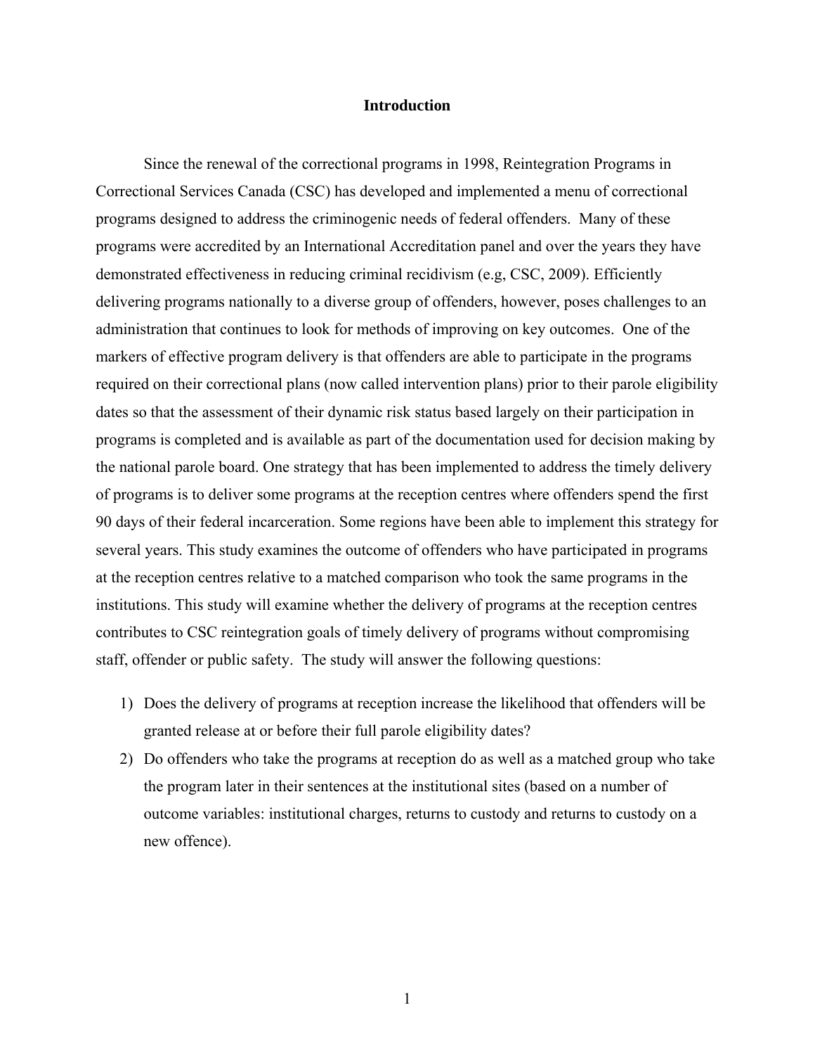# Introduction

Since the renewal of the correctional programs in 1998, Reintegration Programs in Correctional Services Canada (CSC) has developed and implemented a menu of correctional programs designed to address the criminogenic needs of federal offenders. Many of these programs were accredited by an International Accreditation panel and over the years they have demonstrated effectiveness in reducing criminal recidivism (e.g, CSC, 2009). Efficiently delivering programs nationally to a diverse group of offenders, however, poses challenges to an administration that continues to look for methods of improving on key outcomes. One of the markers of effective program delivery is that offenders are able to participate in the programs required on their correctional plans (now called intervention plans) prior to their parole eligibility dates so that the assessment of their dynamic risk status based largely on their participation in programs is completed and is available as part of the documentation used for decision making by the national parole board. One strategy that has been implemented to address the timely delivery of programs is to deliver some programs at the reception centres where offenders spend the first 90 days of their federal incarceration. Some regions have been able to implement this strategy for several years. This study examines the outcome of offenders who have participated in programs at the reception centres relative to a matched comparison who took the same programs in the institutions. This study will examine whether the delivery of programs at the reception centres contributes to CSC reintegration goals of timely delivery of programs without compromising staff, offender or public safety. The study will answer the following questions:

1) Does the delivery of programs at reception increase the likelihood that offenders will be granted release at or before their full parole eligibility dates?
2) Do offenders who take the programs at reception do as well as a matched group who take the program later in their sentences at the institutional sites (based on a number of outcome variables: institutional charges, returns to custody and returns to custody on a new offence).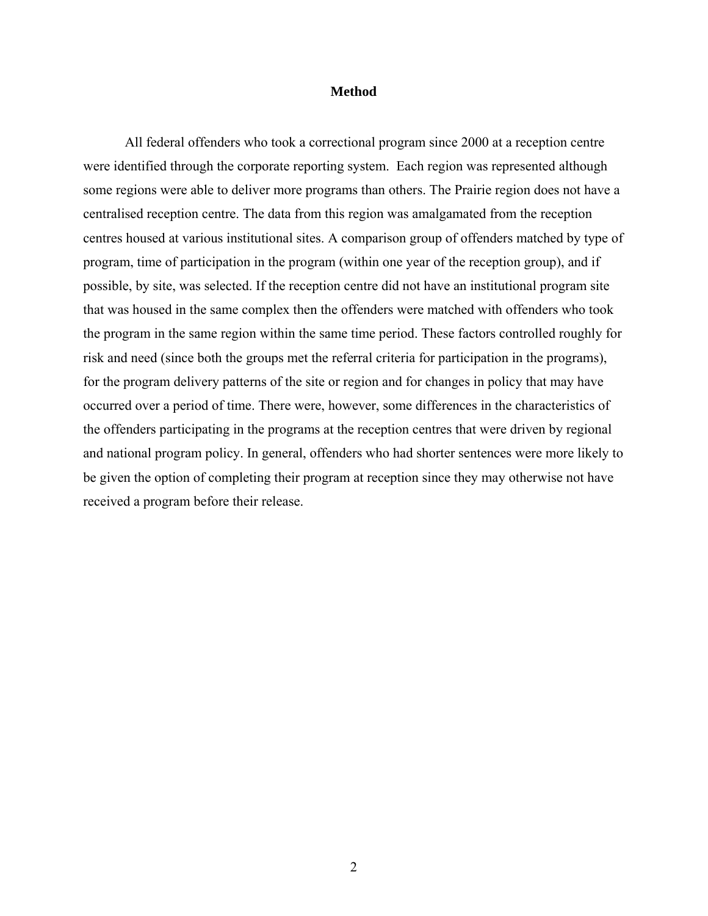# Method

All federal offenders who took a correctional program since 2000 at a reception centre were identified through the corporate reporting system. Each region was represented although some regions were able to deliver more programs than others. The Prairie region does not have a centralised reception centre. The data from this region was amalgamated from the reception centres housed at various institutional sites. A comparison group of offenders matched by type of program, time of participation in the program (within one year of the reception group), and if possible, by site, was selected. If the reception centre did not have an institutional program site that was housed in the same complex then the offenders were matched with offenders who took the program in the same region within the same time period. These factors controlled roughly for risk and need (since both the groups met the referral criteria for participation in the programs), for the program delivery patterns of the site or region and for changes in policy that may have occurred over a period of time. There were, however, some differences in the characteristics of the offenders participating in the programs at the reception centres that were driven by regional and national program policy. In general, offenders who had shorter sentences were more likely to be given the option of completing their program at reception since they may otherwise not have received a program before their release.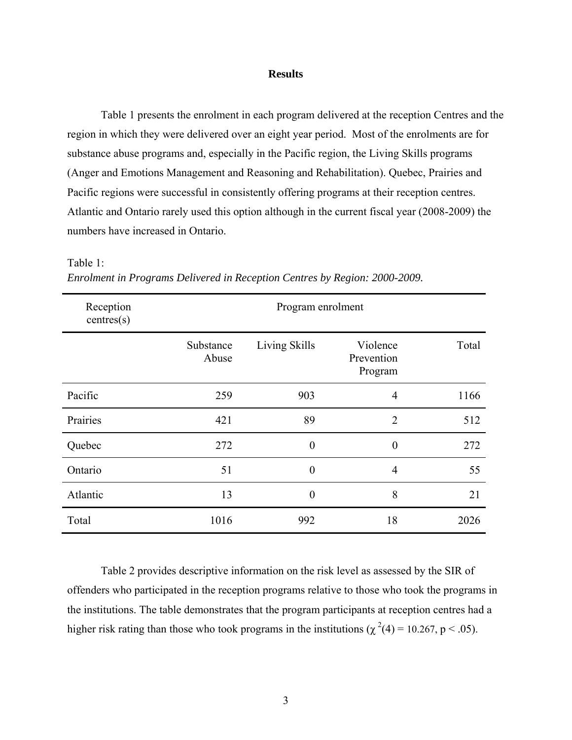# Results

Table 1 presents the enrolment in each program delivered at the reception Centres and the region in which they were delivered over an eight year period. Most of the enrolments are for substance abuse programs and, especially in the Pacific region, the Living Skills programs (Anger and Emotions Management and Reasoning and Rehabilitation). Quebec, Prairies and Pacific regions were successful in consistently offering programs at their reception centres. Atlantic and Ontario rarely used this option although in the current fiscal year (2008-2009) the numbers have increased in Ontario.

Table 1:
*Enrolment in Programs Delivered in Reception Centres by Region: 2000-2009.*

| Reception centres(s) | Program enrolment | | | |
|---|---|---|---|---|
| | Substance Abuse | Living Skills | Violence Prevention Program | Total |
| Pacific | 259 | 903 | 4 | 1166 |
| Prairies | 421 | 89 | 2 | 512 |
| Quebec | 272 | 0 | 0 | 272 |
| Ontario | 51 | 0 | 4 | 55 |
| Atlantic | 13 | 0 | 8 | 21 |
| Total | 1016 | 992 | 18 | 2026 |

Table 2 provides descriptive information on the risk level as assessed by the SIR of offenders who participated in the reception programs relative to those who took the programs in the institutions. The table demonstrates that the program participants at reception centres had a higher risk rating than those who took programs in the institutions ($\chi^2(4) = 10.267$, $p < .05$).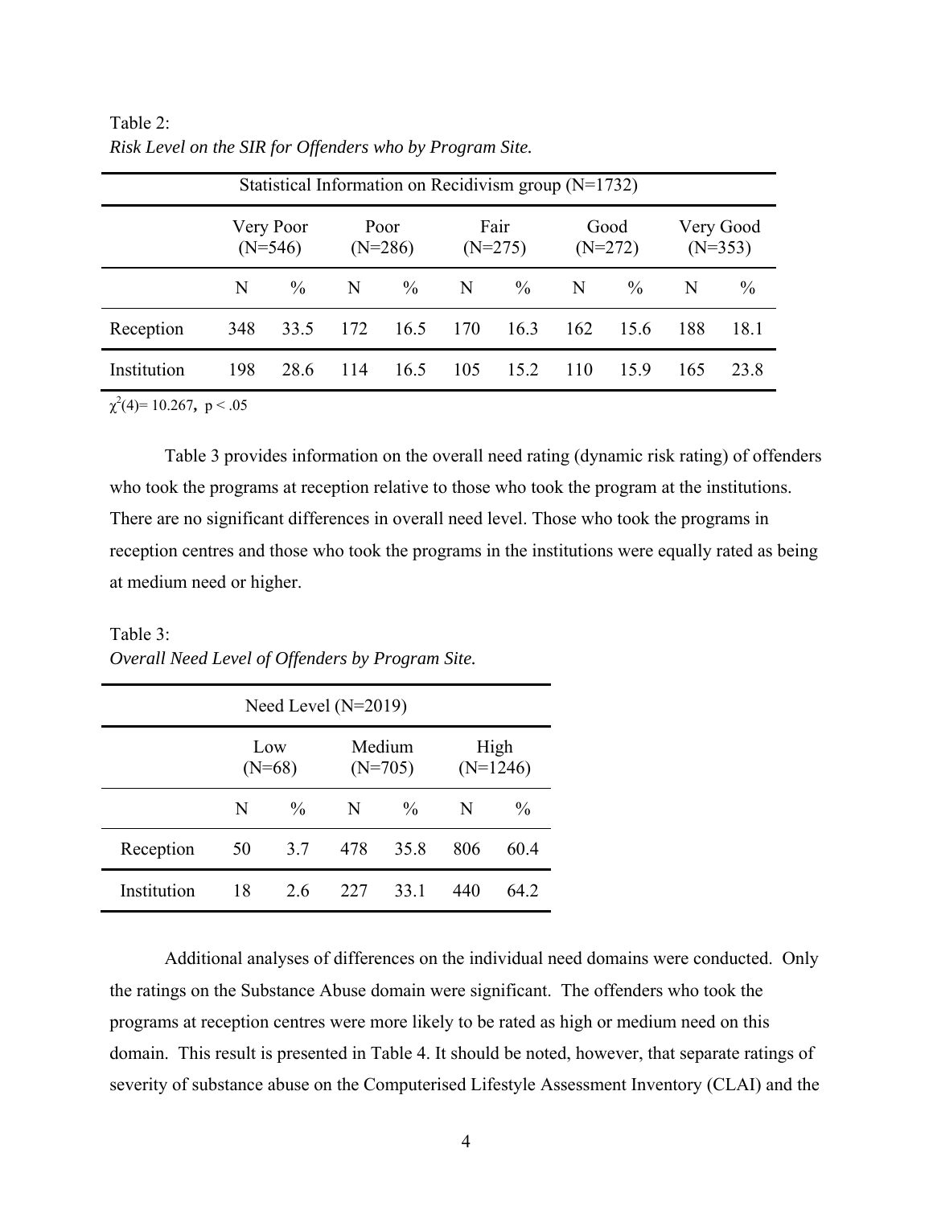Table 2:
*Risk Level on the SIR for Offenders who by Program Site.*

| | Statistical Information on Recidivism group (N=1732) | | | | | | | | | |
|---|---|---|---|---|---|---|---|---|---|---|
| | Very Poor (N=546) | | Poor (N=286) | | Fair (N=275) | | Good (N=272) | | Very Good (N=353) | |
| | N | % | N | % | N | % | N | % | N | % |
| Reception | 348 | 33.5 | 172 | 16.5 | 170 | 16.3 | 162 | 15.6 | 188 | 18.1 |
| Institution | 198 | 28.6 | 114 | 16.5 | 105 | 15.2 | 110 | 15.9 | 165 | 23.8 |

$\chi^2(4) = 10.267$, $p < .05$

Table 3 provides information on the overall need rating (dynamic risk rating) of offenders who took the programs at reception relative to those who took the program at the institutions. There are no significant differences in overall need level. Those who took the programs in reception centres and those who took the programs in the institutions were equally rated as being at medium need or higher.

Table 3:
*Overall Need Level of Offenders by Program Site.*

| | Need Level (N=2019) | | | | | |
|---|---|---|---|---|---|---|
| | Low (N=68) | | Medium (N=705) | | High (N=1246) | |
| | N | % | N | % | N | % |
| Reception | 50 | 3.7 | 478 | 35.8 | 806 | 60.4 |
| Institution | 18 | 2.6 | 227 | 33.1 | 440 | 64.2 |

Additional analyses of differences on the individual need domains were conducted. Only the ratings on the Substance Abuse domain were significant. The offenders who took the programs at reception centres were more likely to be rated as high or medium need on this domain. This result is presented in Table 4. It should be noted, however, that separate ratings of severity of substance abuse on the Computerised Lifestyle Assessment Inventory (CLAI) and the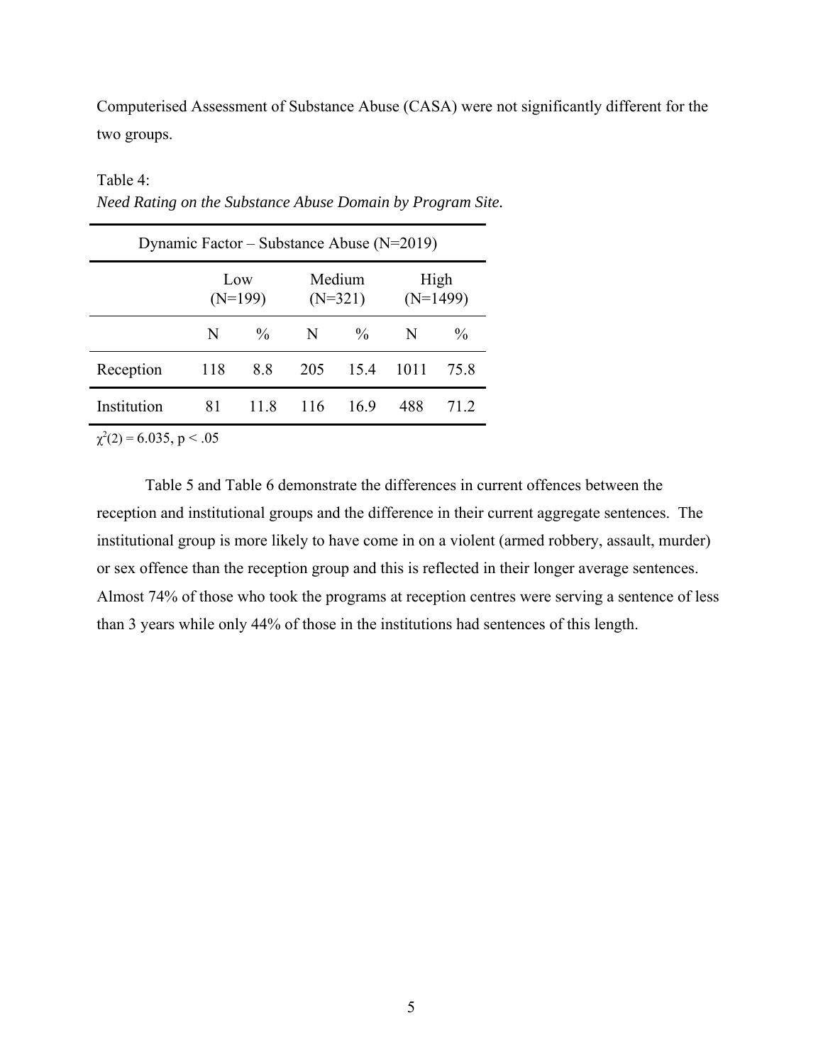Computerised Assessment of Substance Abuse (CASA) were not significantly different for the two groups.

Table 4:
*Need Rating on the Substance Abuse Domain by Program Site.*

| Dynamic Factor – Substance Abuse (N=2019) | | | | | | |
|---|---|---|---|---|---|---|
| | Low (N=199) | | Medium (N=321) | | High (N=1499) | |
| | N | % | N | % | N | % |
| Reception | 118 | 8.8 | 205 | 15.4 | 1011 | 75.8 |
| Institution | 81 | 11.8 | 116 | 16.9 | 488 | 71.2 |

$\chi^2(2) = 6.035$, $p < .05$

Table 5 and Table 6 demonstrate the differences in current offences between the reception and institutional groups and the difference in their current aggregate sentences. The institutional group is more likely to have come in on a violent (armed robbery, assault, murder) or sex offence than the reception group and this is reflected in their longer average sentences. Almost 74% of those who took the programs at reception centres were serving a sentence of less than 3 years while only 44% of those in the institutions had sentences of this length.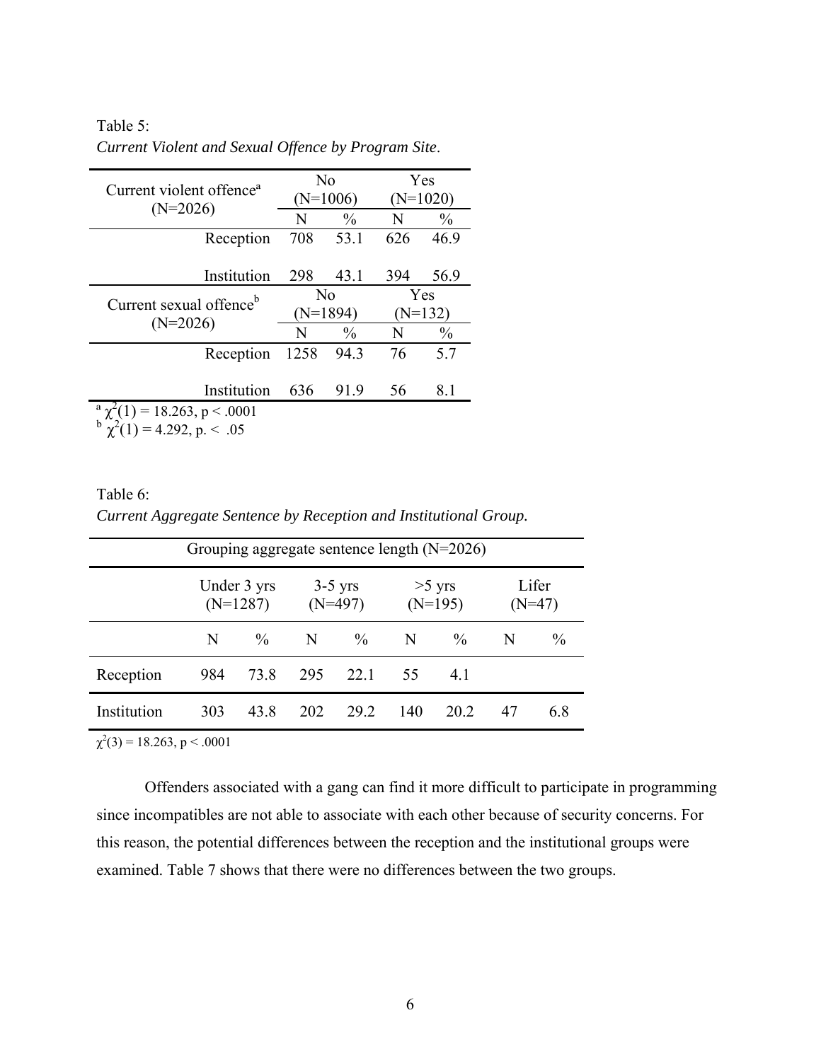Table 5:
*Current Violent and Sexual Offence by Program Site.*

| Current violent offence[a] (N=2026) | No (N=1006) | | Yes (N=1020) | |
|---|---|---|---|---|
| | N | % | N | % |
| Reception | 708 | 53.1 | 626 | 46.9 |
| Institution | 298 | 43.1 | 394 | 56.9 |
| **Current sexual offence[b] (N=2026)** | **No (N=1894)** | | **Yes (N=132)** | |
| | N | % | N | % |
| Reception | 1258 | 94.3 | 76 | 5.7 |
| Institution | 636 | 91.9 | 56 | 8.1 |

[a] $\chi^2(1) = 18.263$, $p < .0001$
[b] $\chi^2(1) = 4.292$, $p. < .05$

Table 6:
*Current Aggregate Sentence by Reception and Institutional Group.*

| Grouping aggregate sentence length (N=2026) | | | | | | | | |
|---|---|---|---|---|---|---|---|---|
| | Under 3 yrs (N=1287) | | 3-5 yrs (N=497) | | >5 yrs (N=195) | | Lifer (N=47) | |
| | N | % | N | % | N | % | N | % |
| Reception | 984 | 73.8 | 295 | 22.1 | 55 | 4.1 | | |
| Institution | 303 | 43.8 | 202 | 29.2 | 140 | 20.2 | 47 | 6.8 |

$\chi^2(3) = 18.263$, $p < .0001$

Offenders associated with a gang can find it more difficult to participate in programming since incompatibles are not able to associate with each other because of security concerns. For this reason, the potential differences between the reception and the institutional groups were examined. Table 7 shows that there were no differences between the two groups.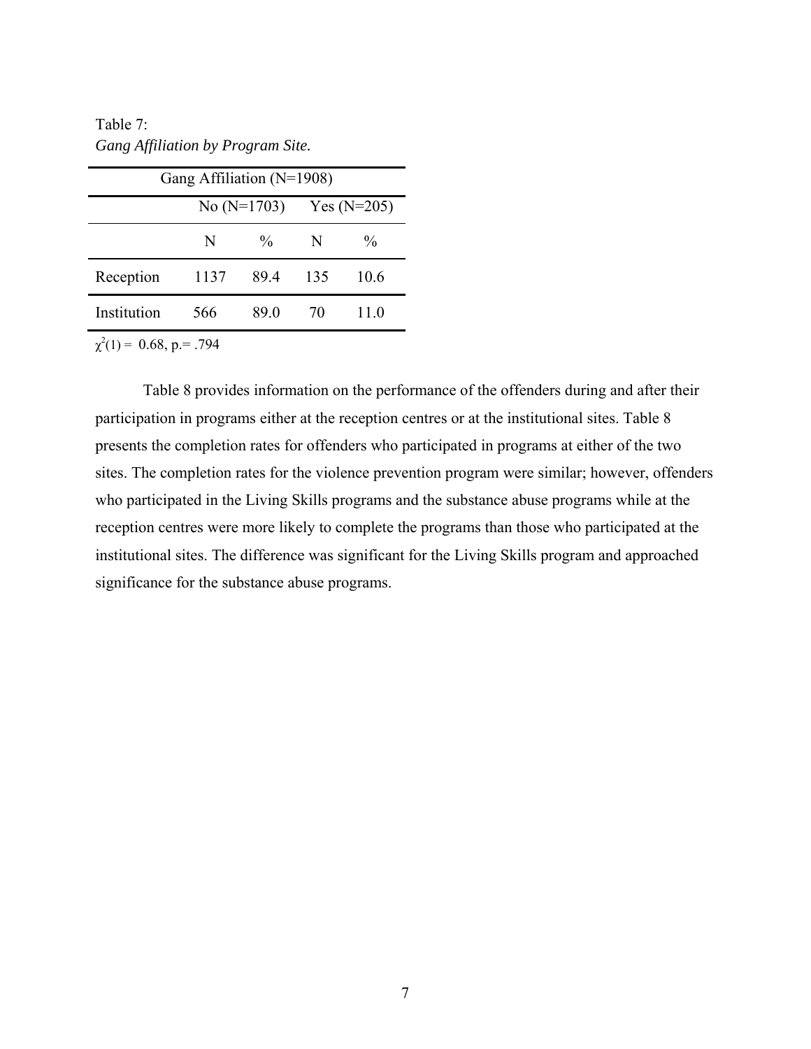Table 7:
*Gang Affiliation by Program Site.*

| Gang Affiliation (N=1908) | | | | |
|---|---|---|---|---|
| | No (N=1703) | | Yes (N=205) | |
| | N | % | N | % |
| Reception | 1137 | 89.4 | 135 | 10.6 |
| Institution | 566 | 89.0 | 70 | 11.0 |

$\chi^2(1) = 0.68$, p.= .794

Table 8 provides information on the performance of the offenders during and after their participation in programs either at the reception centres or at the institutional sites. Table 8 presents the completion rates for offenders who participated in programs at either of the two sites. The completion rates for the violence prevention program were similar; however, offenders who participated in the Living Skills programs and the substance abuse programs while at the reception centres were more likely to complete the programs than those who participated at the institutional sites. The difference was significant for the Living Skills program and approached significance for the substance abuse programs.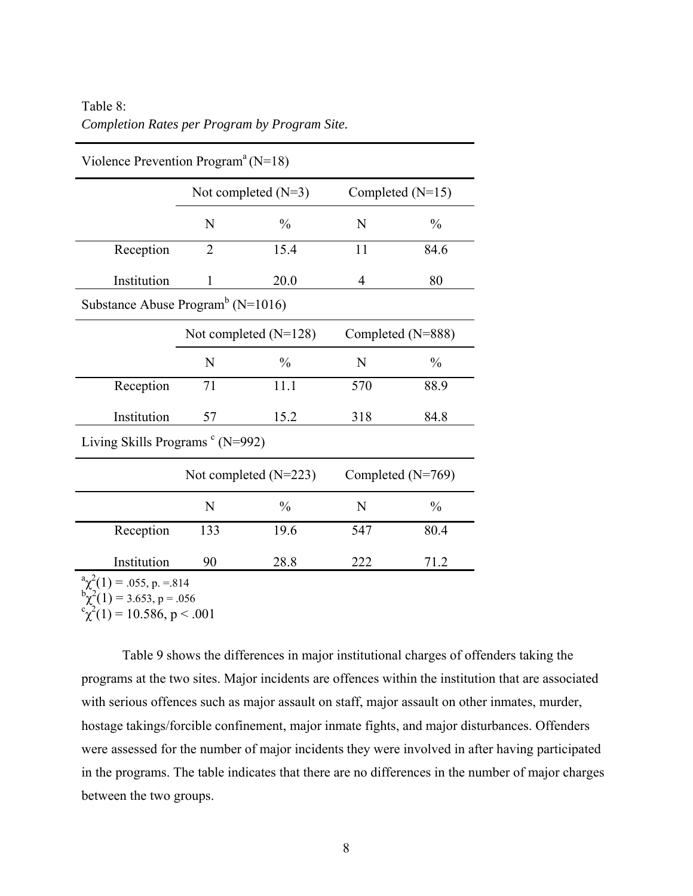Table 8:
*Completion Rates per Program by Program Site.*

| Violence Prevention Program[a] (N=18) | | | | |
|---|---|---|---|---|
| | Not completed (N=3) | | Completed (N=15) | |
| | N | % | N | % |
| Reception | 2 | 15.4 | 11 | 84.6 |
| Institution | 1 | 20.0 | 4 | 80 |
| **Substance Abuse Program[b] (N=1016)** | | | | |
| | Not completed (N=128) | | Completed (N=888) | |
| | N | % | N | % |
| Reception | 71 | 11.1 | 570 | 88.9 |
| Institution | 57 | 15.2 | 318 | 84.8 |
| **Living Skills Programs [c] (N=992)** | | | | |
| | Not completed (N=223) | | Completed (N=769) | |
| | N | % | N | % |
| Reception | 133 | 19.6 | 547 | 80.4 |
| Institution | 90 | 28.8 | 222 | 71.2 |

[a] $\chi^2(1) = .055$, p. =.814
[b] $\chi^2(1) = 3.653$, $p = .056$
[c] $\chi^2(1) = 10.586$, $p < .001$

Table 9 shows the differences in major institutional charges of offenders taking the programs at the two sites. Major incidents are offences within the institution that are associated with serious offences such as major assault on staff, major assault on other inmates, murder, hostage takings/forcible confinement, major inmate fights, and major disturbances. Offenders were assessed for the number of major incidents they were involved in after having participated in the programs. The table indicates that there are no differences in the number of major charges between the two groups.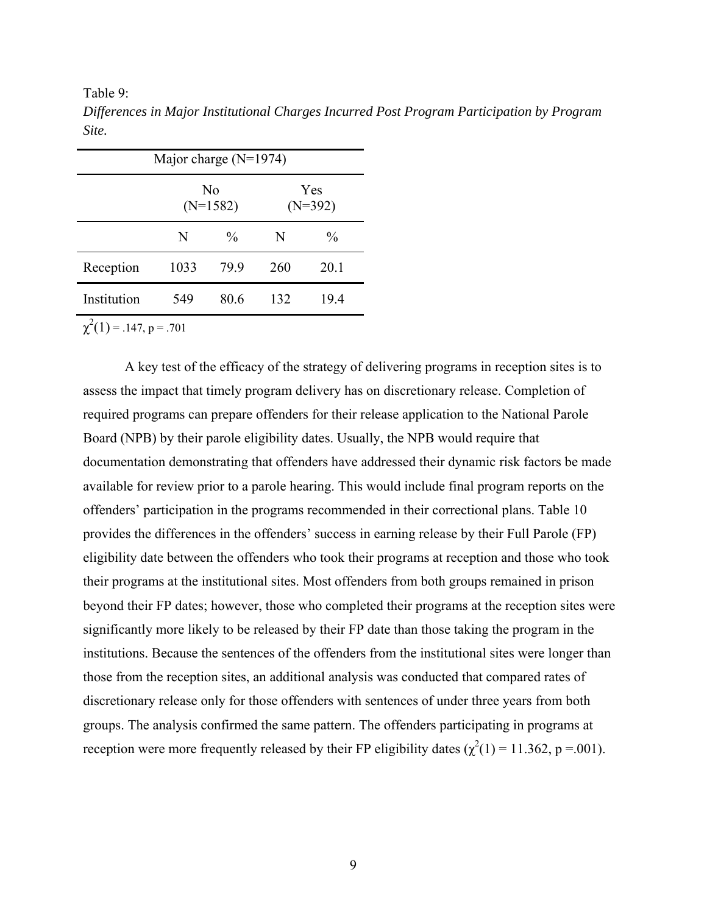Table 9:

*Differences in Major Institutional Charges Incurred Post Program Participation by Program Site.*

| | Major charge (N=1974) | | | |
|---|---|---|---|---|
| | No (N=1582) | | Yes (N=392) | |
| | N | % | N | % |
| Reception | 1033 | 79.9 | 260 | 20.1 |
| Institution | 549 | 80.6 | 132 | 19.4 |

$\chi^2(1) = .147$, $p = .701$

A key test of the efficacy of the strategy of delivering programs in reception sites is to assess the impact that timely program delivery has on discretionary release. Completion of required programs can prepare offenders for their release application to the National Parole Board (NPB) by their parole eligibility dates. Usually, the NPB would require that documentation demonstrating that offenders have addressed their dynamic risk factors be made available for review prior to a parole hearing. This would include final program reports on the offenders' participation in the programs recommended in their correctional plans. Table 10 provides the differences in the offenders' success in earning release by their Full Parole (FP) eligibility date between the offenders who took their programs at reception and those who took their programs at the institutional sites. Most offenders from both groups remained in prison beyond their FP dates; however, those who completed their programs at the reception sites were significantly more likely to be released by their FP date than those taking the program in the institutions. Because the sentences of the offenders from the institutional sites were longer than those from the reception sites, an additional analysis was conducted that compared rates of discretionary release only for those offenders with sentences of under three years from both groups. The analysis confirmed the same pattern. The offenders participating in programs at reception were more frequently released by their FP eligibility dates ($\chi^2(1) = 11.362$, $p = .001$).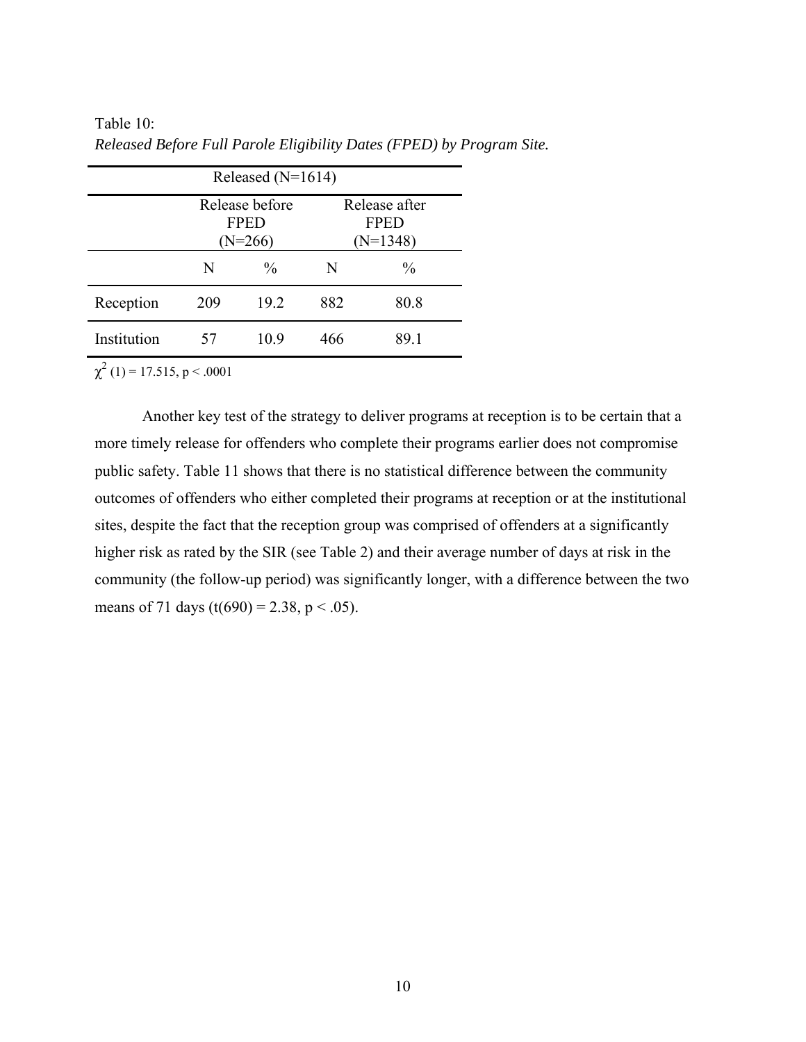Table 10:
*Released Before Full Parole Eligibility Dates (FPED) by Program Site.*

| | Released (N=1614) | | | |
|---|---|---|---|---|
| | Release before FPED (N=266) | | Release after FPED (N=1348) | |
| | N | % | N | % |
| Reception | 209 | 19.2 | 882 | 80.8 |
| Institution | 57 | 10.9 | 466 | 89.1 |

$\chi^2$ (1) = 17.515, p < .0001

Another key test of the strategy to deliver programs at reception is to be certain that a more timely release for offenders who complete their programs earlier does not compromise public safety. Table 11 shows that there is no statistical difference between the community outcomes of offenders who either completed their programs at reception or at the institutional sites, despite the fact that the reception group was comprised of offenders at a significantly higher risk as rated by the SIR (see Table 2) and their average number of days at risk in the community (the follow-up period) was significantly longer, with a difference between the two means of 71 days ($t(690) = 2.38$, $p < .05$).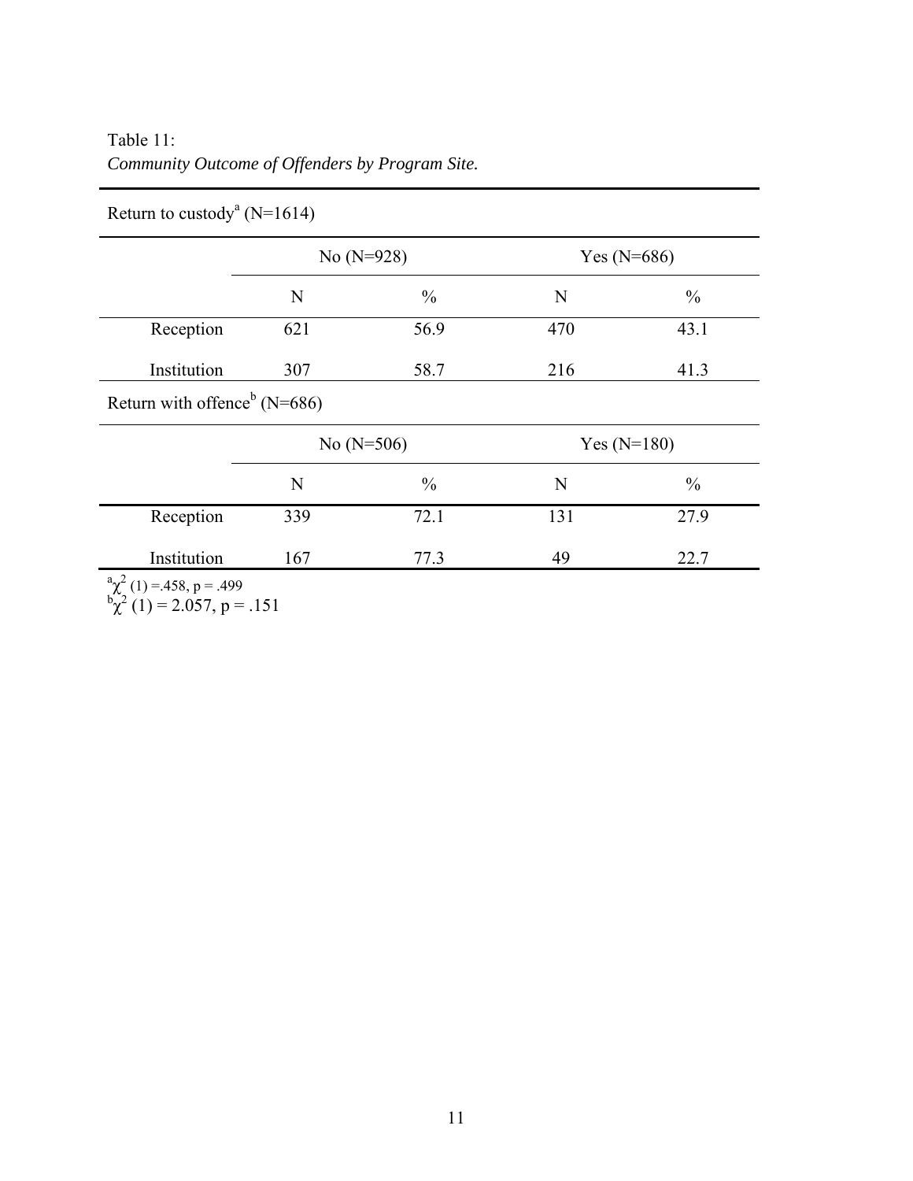Table 11:
*Community Outcome of Offenders by Program Site.*

| Return to custody[a] (N=1614) | | | | |
|---|---|---|---|---|
| | No (N=928) | | Yes (N=686) | |
| | N | % | N | % |
| Reception | 621 | 56.9 | 470 | 43.1 |
| Institution | 307 | 58.7 | 216 | 41.3 |
| **Return with offence[b] (N=686)** | | | | |
| | No (N=506) | | Yes (N=180) | |
| | N | % | N | % |
| Reception | 339 | 72.1 | 131 | 27.9 |
| Institution | 167 | 77.3 | 49 | 22.7 |

[a] $\chi^2$ (1) =.458, p = .499
[b] $\chi^2$ (1) = 2.057, p = .151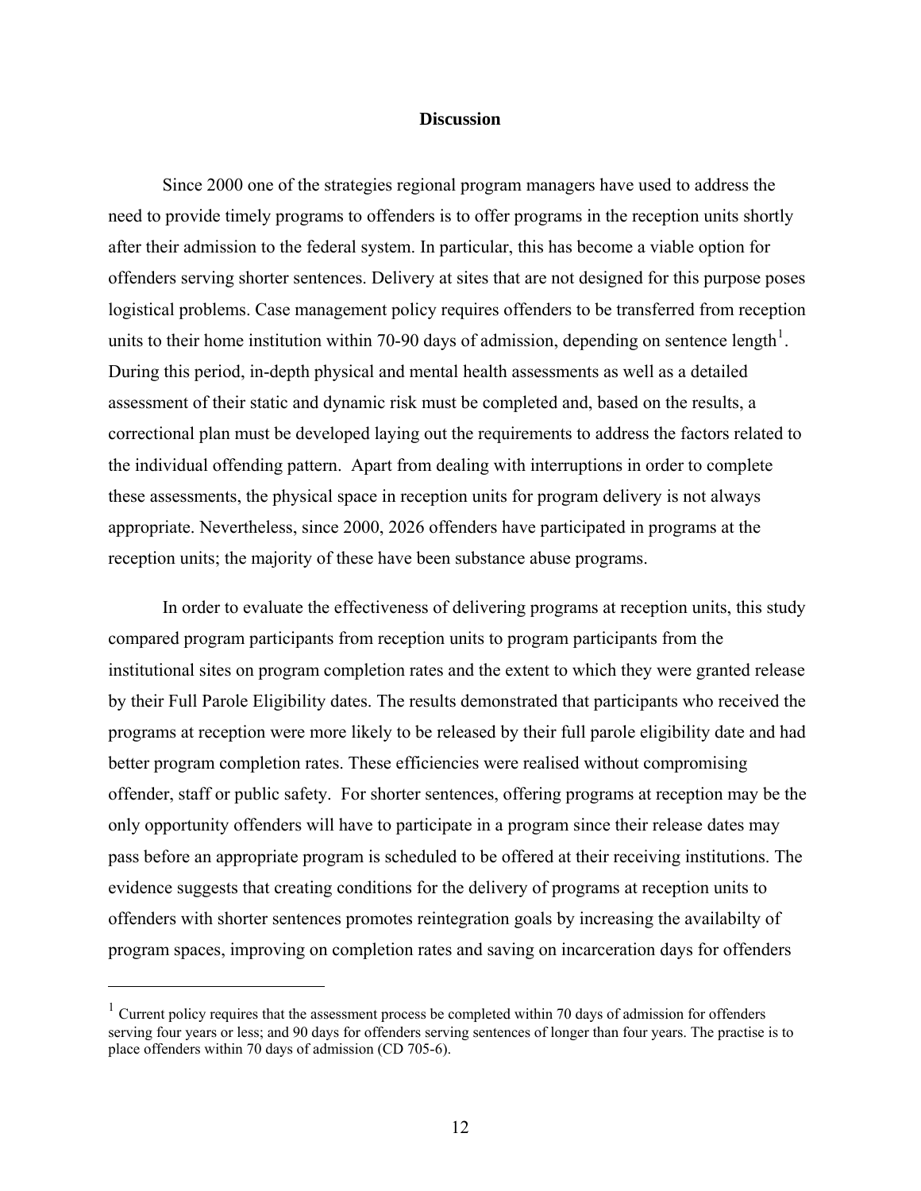## Discussion

Since 2000 one of the strategies regional program managers have used to address the need to provide timely programs to offenders is to offer programs in the reception units shortly after their admission to the federal system. In particular, this has become a viable option for offenders serving shorter sentences. Delivery at sites that are not designed for this purpose poses logistical problems. Case management policy requires offenders to be transferred from reception units to their home institution within 70-90 days of admission, depending on sentence length[1]. During this period, in-depth physical and mental health assessments as well as a detailed assessment of their static and dynamic risk must be completed and, based on the results, a correctional plan must be developed laying out the requirements to address the factors related to the individual offending pattern. Apart from dealing with interruptions in order to complete these assessments, the physical space in reception units for program delivery is not always appropriate. Nevertheless, since 2000, 2026 offenders have participated in programs at the reception units; the majority of these have been substance abuse programs.

In order to evaluate the effectiveness of delivering programs at reception units, this study compared program participants from reception units to program participants from the institutional sites on program completion rates and the extent to which they were granted release by their Full Parole Eligibility dates. The results demonstrated that participants who received the programs at reception were more likely to be released by their full parole eligibility date and had better program completion rates. These efficiencies were realised without compromising offender, staff or public safety. For shorter sentences, offering programs at reception may be the only opportunity offenders will have to participate in a program since their release dates may pass before an appropriate program is scheduled to be offered at their receiving institutions. The evidence suggests that creating conditions for the delivery of programs at reception units to offenders with shorter sentences promotes reintegration goals by increasing the availabilty of program spaces, improving on completion rates and saving on incarceration days for offenders

[1] Current policy requires that the assessment process be completed within 70 days of admission for offenders serving four years or less; and 90 days for offenders serving sentences of longer than four years. The practise is to place offenders within 70 days of admission (CD 705-6).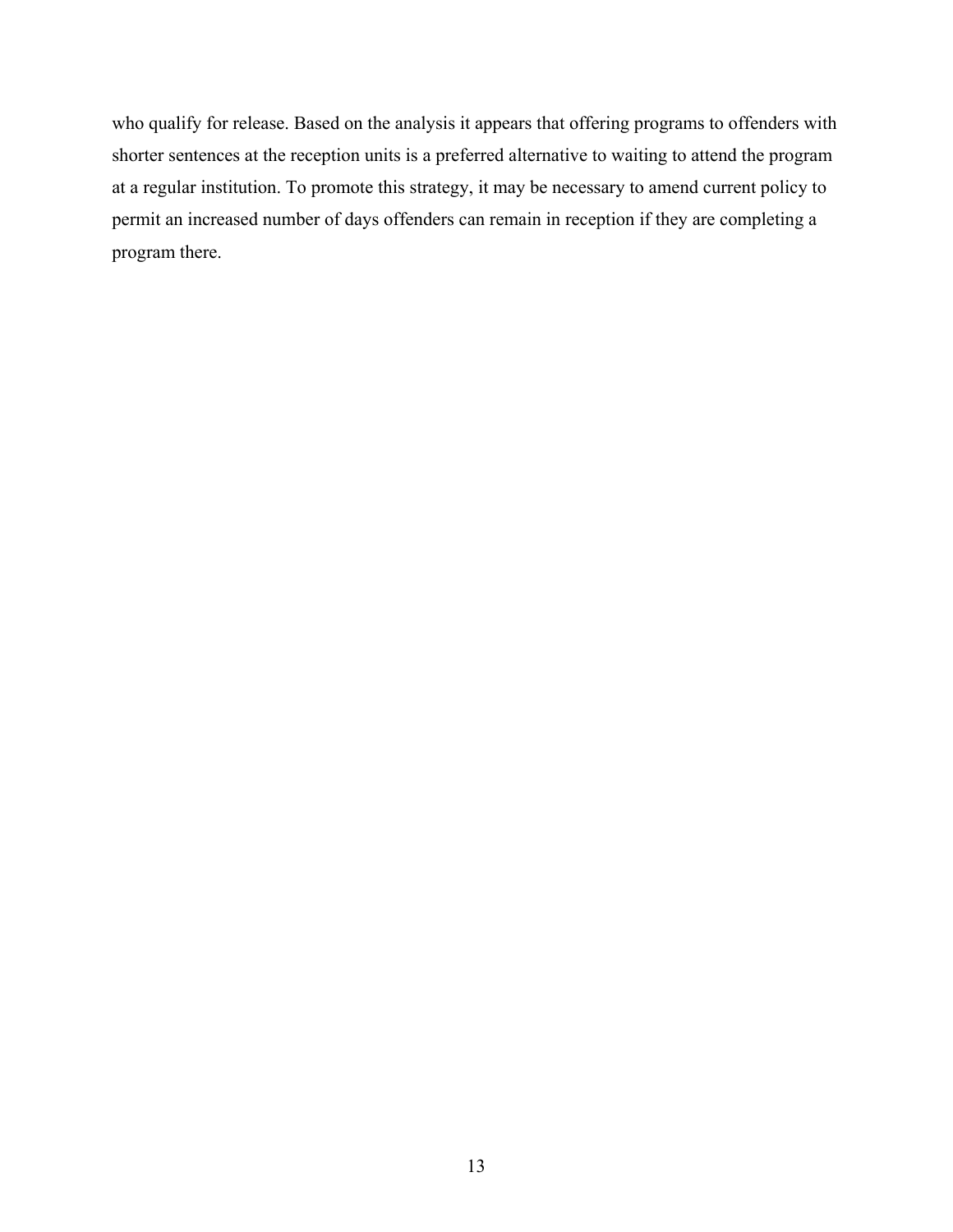who qualify for release. Based on the analysis it appears that offering programs to offenders with shorter sentences at the reception units is a preferred alternative to waiting to attend the program at a regular institution. To promote this strategy, it may be necessary to amend current policy to permit an increased number of days offenders can remain in reception if they are completing a program there.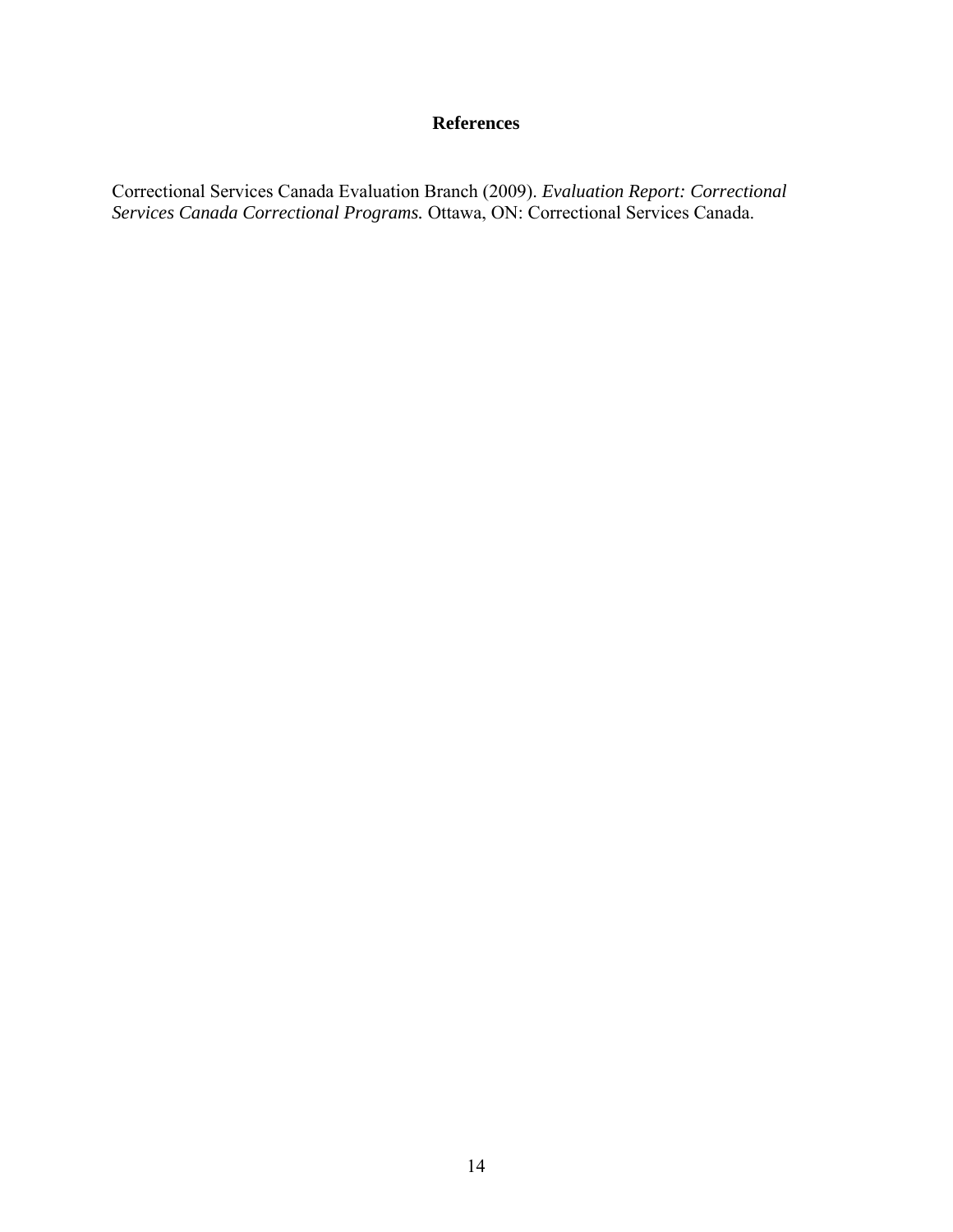# References

Correctional Services Canada Evaluation Branch (2009). *Evaluation Report: Correctional Services Canada Correctional Programs.* Ottawa, ON: Correctional Services Canada.